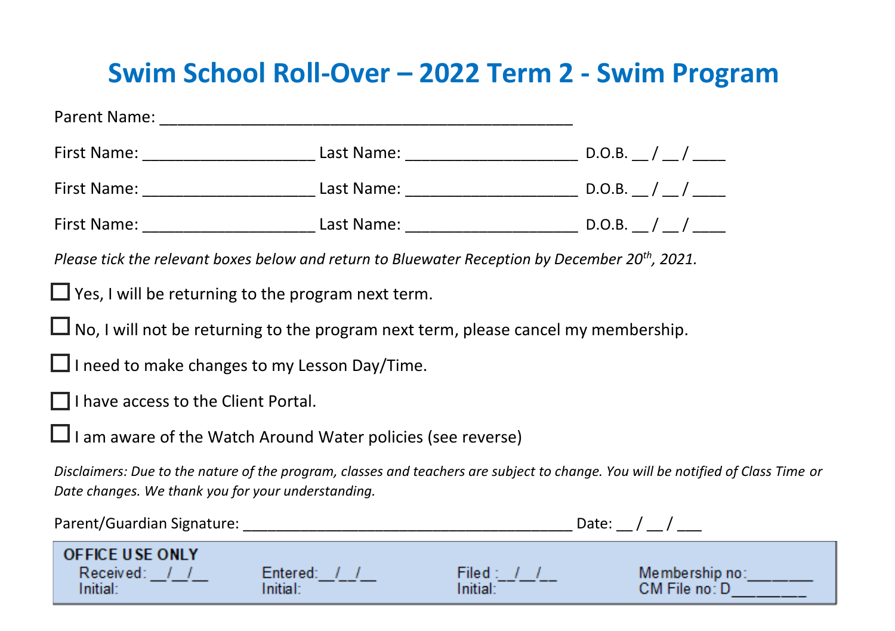# Swim School Roll-Over – 2022 Term 2 - Swim Program

Parent Name: ______________________________________________

First Name: ___________________ Last Name: ___________________ D.O.B. __ / __ / ____

First Name: ___________________ Last Name: ___________________ D.O.B. __ / __ / ____

First Name: ___________________ Last Name: ___________________ D.O.B. __ / __ / ____

*Please tick the relevant boxes below and return to Bluewater Reception by December 20th, 2021.*

☐ Yes, I will be returning to the program next term.

☐ No, I will not be returning to the program next term, please cancel my membership.

☐ I need to make changes to my Lesson Day/Time.

☐ I have access to the Client Portal.

☐ I am aware of the Watch Around Water policies (see reverse)

*Disclaimers: Due to the nature of the program, classes and teachers are subject to change. You will be notified of Class Time or Date changes. We thank you for your understanding.*

Parent/Guardian Signature: ____________________________________ Date: __ / __ / ___

**OFFICE USE ONLY**

| Received: __/__/__ | Entered:__/__/__ | Filed :__/__/__ | Membership no:_______ |
|---|---|---|---|
| Initial: | Initial: | Initial: | CM File no: D________ |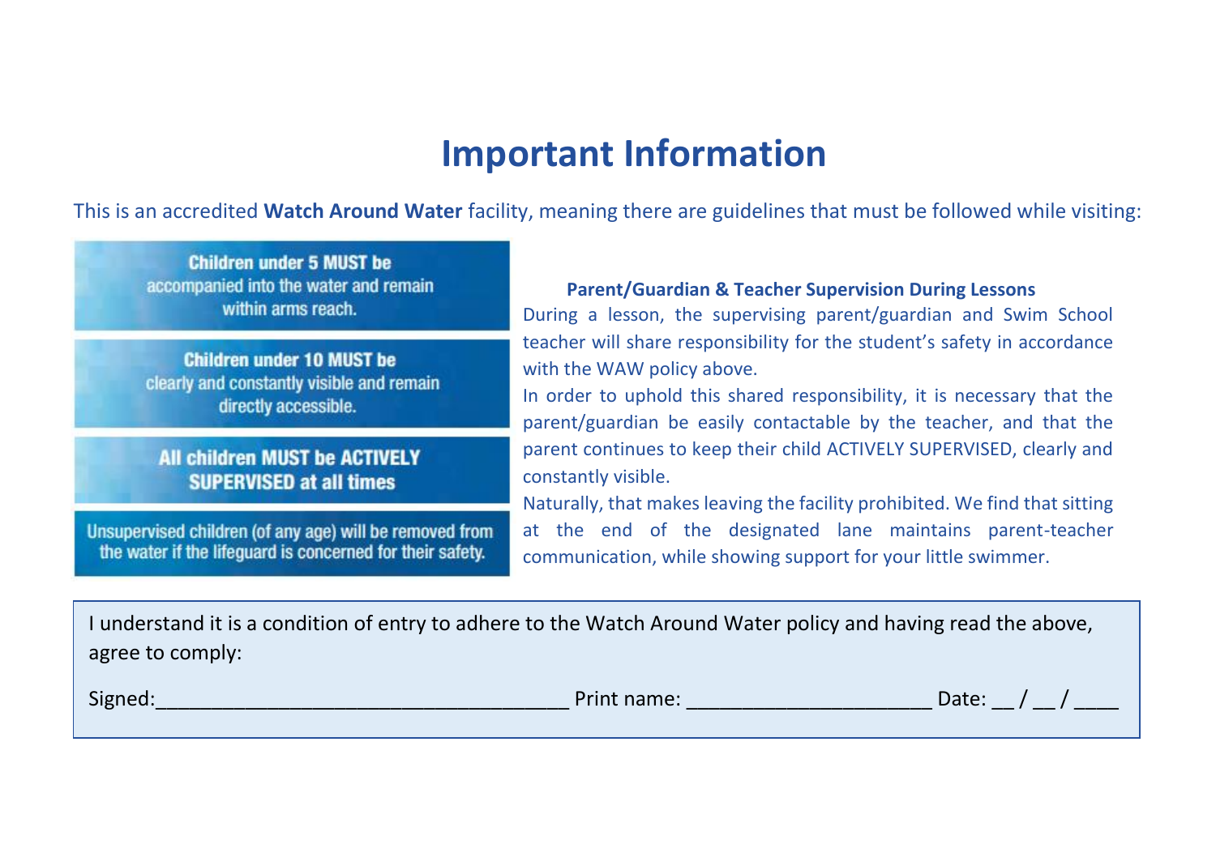# Important Information

This is an accredited **Watch Around Water** facility, meaning there are guidelines that must be followed while visiting:

**Children under 5 MUST be** accompanied into the water and remain within arms reach.

**Children under 10 MUST be** clearly and constantly visible and remain directly accessible.

**All children MUST be ACTIVELY SUPERVISED at all times**

Unsupervised children (of any age) will be removed from the water if the lifeguard is concerned for their safety.

**Parent/Guardian & Teacher Supervision During Lessons**

During a lesson, the supervising parent/guardian and Swim School teacher will share responsibility for the student's safety in accordance with the WAW policy above.

In order to uphold this shared responsibility, it is necessary that the parent/guardian be easily contactable by the teacher, and that the parent continues to keep their child ACTIVELY SUPERVISED, clearly and constantly visible.

Naturally, that makes leaving the facility prohibited. We find that sitting at the end of the designated lane maintains parent-teacher communication, while showing support for your little swimmer.

I understand it is a condition of entry to adhere to the Watch Around Water policy and having read the above, agree to comply:

Signed:____________________________________ Print name: _____________________ Date: __ / __ / ____